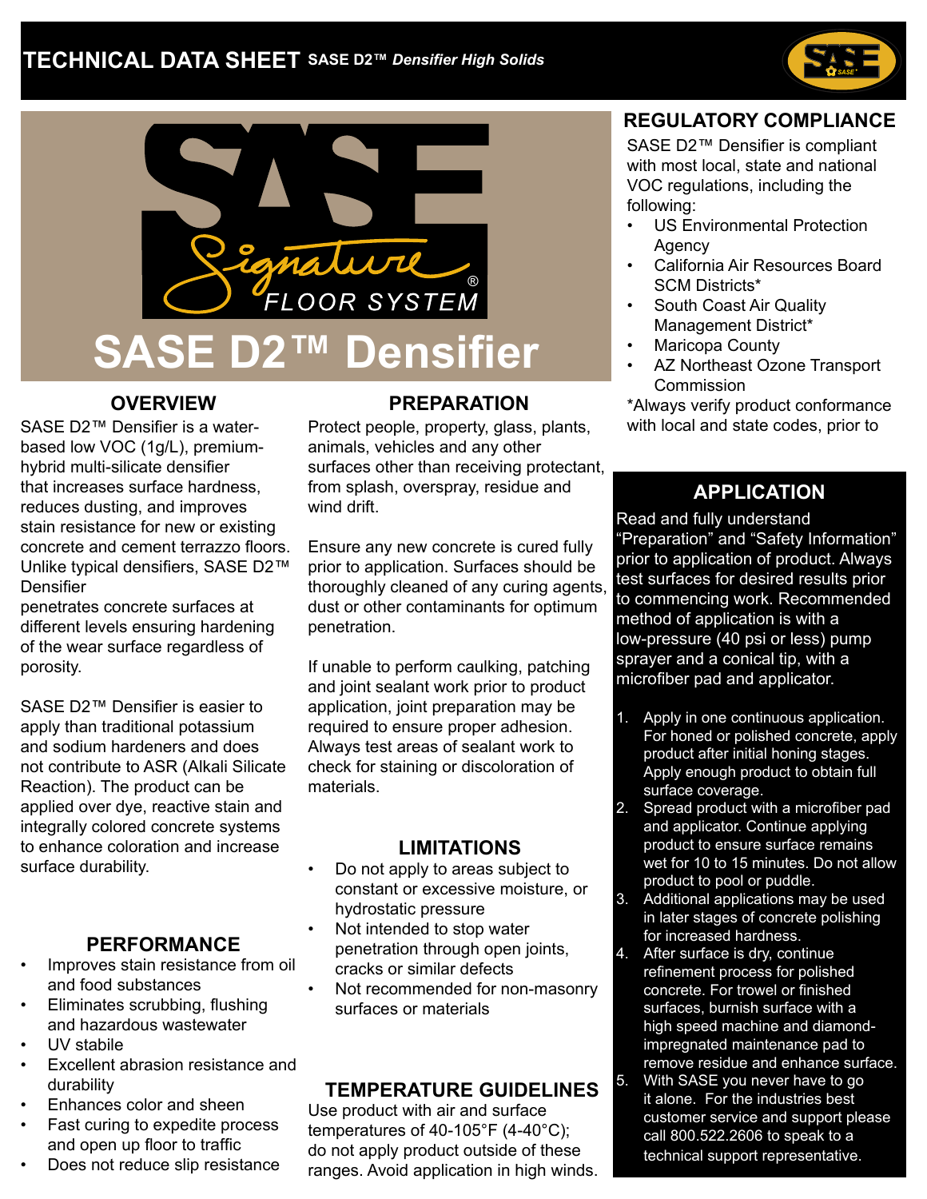# TECHNICAL DATA SHEET SASE D2™ *Densifier High Solids*

SASE Signature® FLOOR SYSTEM

# SASE D2™ Densifier

## OVERVIEW

SASE D2™ Densifier is a water-based low VOC (1g/L), premium-hybrid multi-silicate densifier that increases surface hardness, reduces dusting, and improves stain resistance for new or existing concrete and cement terrazzo floors. Unlike typical densifiers, SASE D2™ Densifier penetrates concrete surfaces at different levels ensuring hardening of the wear surface regardless of porosity.

SASE D2™ Densifier is easier to apply than traditional potassium and sodium hardeners and does not contribute to ASR (Alkali Silicate Reaction). The product can be applied over dye, reactive stain and integrally colored concrete systems to enhance coloration and increase surface durability.

## PERFORMANCE

- Improves stain resistance from oil and food substances
- Eliminates scrubbing, flushing and hazardous wastewater
- UV stabile
- Excellent abrasion resistance and durability
- Enhances color and sheen
- Fast curing to expedite process and open up floor to traffic
- Does not reduce slip resistance

## PREPARATION

Protect people, property, glass, plants, animals, vehicles and any other surfaces other than receiving protectant, from splash, overspray, residue and wind drift.

Ensure any new concrete is cured fully prior to application. Surfaces should be thoroughly cleaned of any curing agents, dust or other contaminants for optimum penetration.

If unable to perform caulking, patching and joint sealant work prior to product application, joint preparation may be required to ensure proper adhesion. Always test areas of sealant work to check for staining or discoloration of materials.

## LIMITATIONS

- Do not apply to areas subject to constant or excessive moisture, or hydrostatic pressure
- Not intended to stop water penetration through open joints, cracks or similar defects
- Not recommended for non-masonry surfaces or materials

## TEMPERATURE GUIDELINES

Use product with air and surface temperatures of 40-105°F (4-40°C); do not apply product outside of these ranges. Avoid application in high winds.

## REGULATORY COMPLIANCE

SASE D2™ Densifier is compliant with most local, state and national VOC regulations, including the following:

- US Environmental Protection Agency
- California Air Resources Board SCM Districts*
- South Coast Air Quality Management District*
- Maricopa County
- AZ Northeast Ozone Transport Commission

*Always verify product conformance with local and state codes, prior to

## APPLICATION

Read and fully understand "Preparation" and "Safety Information" prior to application of product. Always test surfaces for desired results prior to commencing work. Recommended method of application is with a low-pressure (40 psi or less) pump sprayer and a conical tip, with a microfiber pad and applicator.

1. Apply in one continuous application. For honed or polished concrete, apply product after initial honing stages. Apply enough product to obtain full surface coverage.
2. Spread product with a microfiber pad and applicator. Continue applying product to ensure surface remains wet for 10 to 15 minutes. Do not allow product to pool or puddle.
3. Additional applications may be used in later stages of concrete polishing for increased hardness.
4. After surface is dry, continue refinement process for polished concrete. For trowel or finished surfaces, burnish surface with a high speed machine and diamond-impregnated maintenance pad to remove residue and enhance surface.
5. With SASE you never have to go it alone. For the industries best customer service and support please call 800.522.2606 to speak to a technical support representative.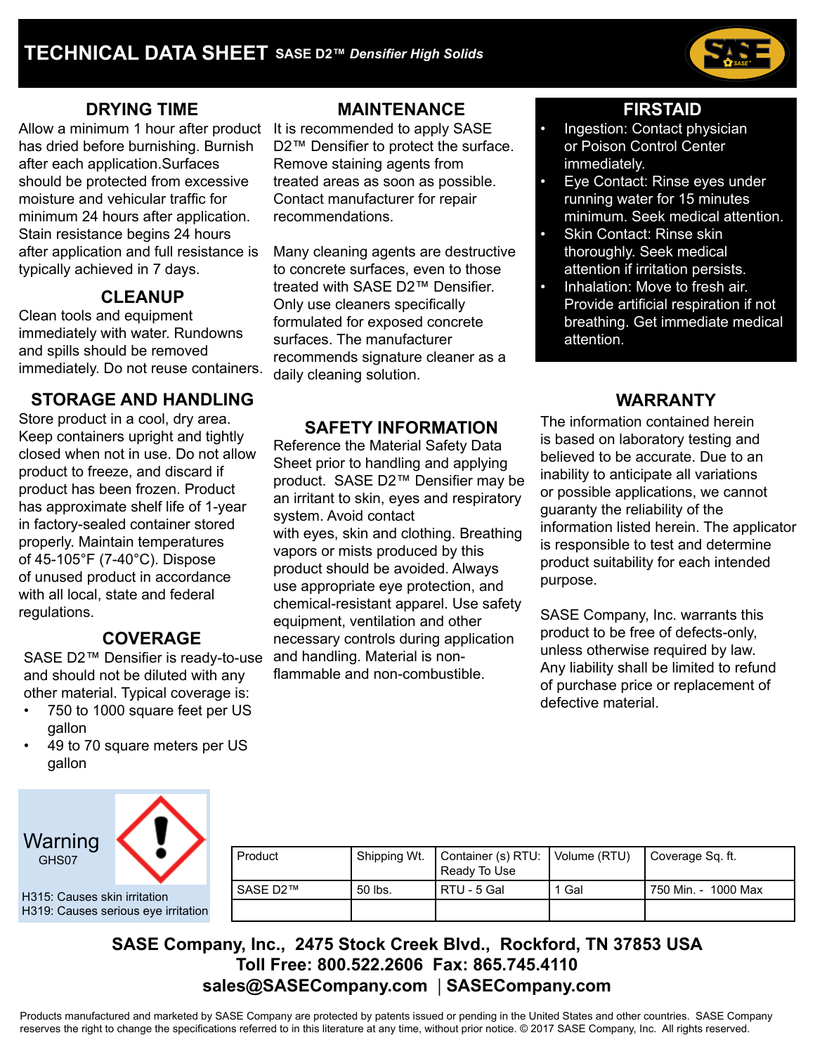# TECHNICAL DATA SHEET SASE D2™ *Densifier High Solids*

## DRYING TIME

Allow a minimum 1 hour after product has dried before burnishing. Burnish after each application.Surfaces should be protected from excessive moisture and vehicular traffic for minimum 24 hours after application. Stain resistance begins 24 hours after application and full resistance is typically achieved in 7 days.

## CLEANUP

Clean tools and equipment immediately with water. Rundowns and spills should be removed immediately. Do not reuse containers.

## STORAGE AND HANDLING

Store product in a cool, dry area. Keep containers upright and tightly closed when not in use. Do not allow product to freeze, and discard if product has been frozen. Product has approximate shelf life of 1-year in factory-sealed container stored properly. Maintain temperatures of 45-105°F (7-40°C). Dispose of unused product in accordance with all local, state and federal regulations.

## COVERAGE

SASE D2™ Densifier is ready-to-use and should not be diluted with any other material. Typical coverage is:

- 750 to 1000 square feet per US gallon
- 49 to 70 square meters per US gallon

## MAINTENANCE

It is recommended to apply SASE D2™ Densifier to protect the surface. Remove staining agents from treated areas as soon as possible. Contact manufacturer for repair recommendations.

Many cleaning agents are destructive to concrete surfaces, even to those treated with SASE D2™ Densifier. Only use cleaners specifically formulated for exposed concrete surfaces. The manufacturer recommends signature cleaner as a daily cleaning solution.

## SAFETY INFORMATION

Reference the Material Safety Data Sheet prior to handling and applying product. SASE D2™ Densifier may be an irritant to skin, eyes and respiratory system. Avoid contact with eyes, skin and clothing. Breathing vapors or mists produced by this product should be avoided. Always use appropriate eye protection, and chemical-resistant apparel. Use safety equipment, ventilation and other necessary controls during application and handling. Material is non-flammable and non-combustible.

## FIRSTAID

- Ingestion: Contact physician or Poison Control Center immediately.
- Eye Contact: Rinse eyes under running water for 15 minutes minimum. Seek medical attention.
- Skin Contact: Rinse skin thoroughly. Seek medical attention if irritation persists.
- Inhalation: Move to fresh air. Provide artificial respiration if not breathing. Get immediate medical attention.

## WARRANTY

The information contained herein is based on laboratory testing and believed to be accurate. Due to an inability to anticipate all variations or possible applications, we cannot guaranty the reliability of the information listed herein. The applicator is responsible to test and determine product suitability for each intended purpose.

SASE Company, Inc. warrants this product to be free of defects-only, unless otherwise required by law. Any liability shall be limited to refund of purchase price or replacement of defective material.

Warning
GHS07

H315: Causes skin irritation
H319: Causes serious eye irritation

| Product | Shipping Wt. | Container (s) RTU: Ready To Use | Volume (RTU) | Coverage Sq. ft. |
|---|---|---|---|---|
| SASE D2™ | 50 lbs. | RTU - 5 Gal | 1 Gal | 750 Min. - 1000 Max |
| | | | | |

**SASE Company, Inc., 2475 Stock Creek Blvd., Rockford, TN 37853 USA**
**Toll Free: 800.522.2606 Fax: 865.745.4110**
**sales@SASECompany.com | SASECompany.com**

Products manufactured and marketed by SASE Company are protected by patents issued or pending in the United States and other countries. SASE Company reserves the right to change the specifications referred to in this literature at any time, without prior notice. © 2017 SASE Company, Inc. All rights reserved.